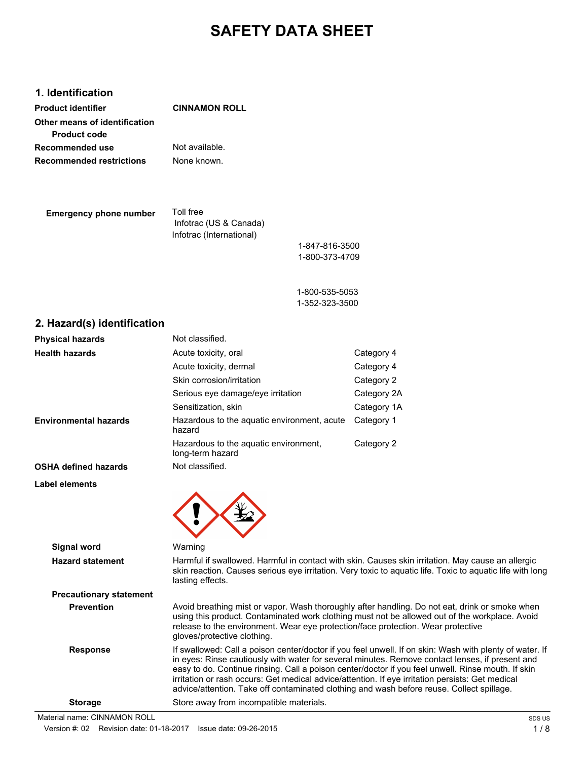# SAFETY DATA SHEET

## 1. Identification

**Product identifier** **CINNAMON ROLL**

**Other means of identification**

**Product code**

**Recommended use** Not available.

**Recommended restrictions** None known.

**Emergency phone number** Toll free
Infotrac (US & Canada)
Infotrac (International)

1-847-816-3500
1-800-373-4709

1-800-535-5053
1-352-323-3500

## 2. Hazard(s) identification

| | | |
|---|---|---|
| **Physical hazards** | Not classified. | |
| **Health hazards** | Acute toxicity, oral | Category 4 |
| | Acute toxicity, dermal | Category 4 |
| | Skin corrosion/irritation | Category 2 |
| | Serious eye damage/eye irritation | Category 2A |
| | Sensitization, skin | Category 1A |
| **Environmental hazards** | Hazardous to the aquatic environment, acute hazard | Category 1 |
| | Hazardous to the aquatic environment, long-term hazard | Category 2 |
| **OSHA defined hazards** | Not classified. | |

**Label elements**

**Signal word** Warning

**Hazard statement** Harmful if swallowed. Harmful in contact with skin. Causes skin irritation. May cause an allergic skin reaction. Causes serious eye irritation. Very toxic to aquatic life. Toxic to aquatic life with long lasting effects.

**Precautionary statement**

**Prevention** Avoid breathing mist or vapor. Wash thoroughly after handling. Do not eat, drink or smoke when using this product. Contaminated work clothing must not be allowed out of the workplace. Avoid release to the environment. Wear eye protection/face protection. Wear protective gloves/protective clothing.

**Response** If swallowed: Call a poison center/doctor if you feel unwell. If on skin: Wash with plenty of water. If in eyes: Rinse cautiously with water for several minutes. Remove contact lenses, if present and easy to do. Continue rinsing. Call a poison center/doctor if you feel unwell. Rinse mouth. If skin irritation or rash occurs: Get medical advice/attention. If eye irritation persists: Get medical advice/attention. Take off contaminated clothing and wash before reuse. Collect spillage.

**Storage** Store away from incompatible materials.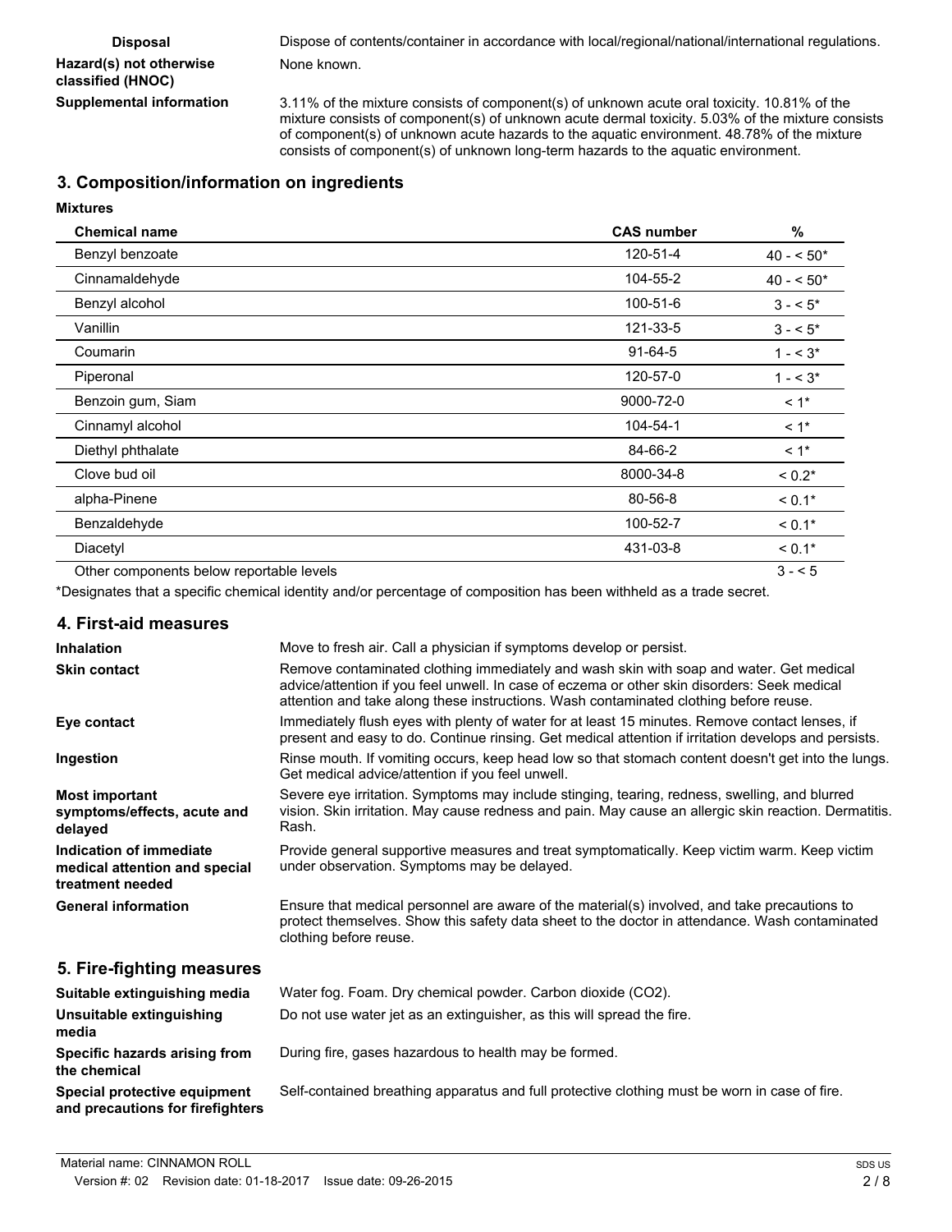**Disposal** Dispose of contents/container in accordance with local/regional/national/international regulations.

**Hazard(s) not otherwise classified (HNOC)** None known.

**Supplemental information** 3.11% of the mixture consists of component(s) of unknown acute oral toxicity. 10.81% of the mixture consists of component(s) of unknown acute dermal toxicity. 5.03% of the mixture consists of component(s) of unknown acute hazards to the aquatic environment. 48.78% of the mixture consists of component(s) of unknown long-term hazards to the aquatic environment.

## 3. Composition/information on ingredients

**Mixtures**

| Chemical name | CAS number | % |
|---|---|---|
| Benzyl benzoate | 120-51-4 | 40 - < 50* |
| Cinnamaldehyde | 104-55-2 | 40 - < 50* |
| Benzyl alcohol | 100-51-6 | 3 - < 5* |
| Vanillin | 121-33-5 | 3 - < 5* |
| Coumarin | 91-64-5 | 1 - < 3* |
| Piperonal | 120-57-0 | 1 - < 3* |
| Benzoin gum, Siam | 9000-72-0 | < 1* |
| Cinnamyl alcohol | 104-54-1 | < 1* |
| Diethyl phthalate | 84-66-2 | < 1* |
| Clove bud oil | 8000-34-8 | < 0.2* |
| alpha-Pinene | 80-56-8 | < 0.1* |
| Benzaldehyde | 100-52-7 | < 0.1* |
| Diacetyl | 431-03-8 | < 0.1* |
| Other components below reportable levels | | 3 - < 5 |

*Designates that a specific chemical identity and/or percentage of composition has been withheld as a trade secret.

## 4. First-aid measures

**Inhalation** Move to fresh air. Call a physician if symptoms develop or persist.

**Skin contact** Remove contaminated clothing immediately and wash skin with soap and water. Get medical advice/attention if you feel unwell. In case of eczema or other skin disorders: Seek medical attention and take along these instructions. Wash contaminated clothing before reuse.

**Eye contact** Immediately flush eyes with plenty of water for at least 15 minutes. Remove contact lenses, if present and easy to do. Continue rinsing. Get medical attention if irritation develops and persists.

**Ingestion** Rinse mouth. If vomiting occurs, keep head low so that stomach content doesn't get into the lungs. Get medical advice/attention if you feel unwell.

**Most important symptoms/effects, acute and delayed** Severe eye irritation. Symptoms may include stinging, tearing, redness, swelling, and blurred vision. Skin irritation. May cause redness and pain. May cause an allergic skin reaction. Dermatitis. Rash.

**Indication of immediate medical attention and special treatment needed** Provide general supportive measures and treat symptomatically. Keep victim warm. Keep victim under observation. Symptoms may be delayed.

**General information** Ensure that medical personnel are aware of the material(s) involved, and take precautions to protect themselves. Show this safety data sheet to the doctor in attendance. Wash contaminated clothing before reuse.

## 5. Fire-fighting measures

**Suitable extinguishing media** Water fog. Foam. Dry chemical powder. Carbon dioxide ($CO_2$).

**Unsuitable extinguishing media** Do not use water jet as an extinguisher, as this will spread the fire.

**Specific hazards arising from the chemical** During fire, gases hazardous to health may be formed.

**Special protective equipment and precautions for firefighters** Self-contained breathing apparatus and full protective clothing must be worn in case of fire.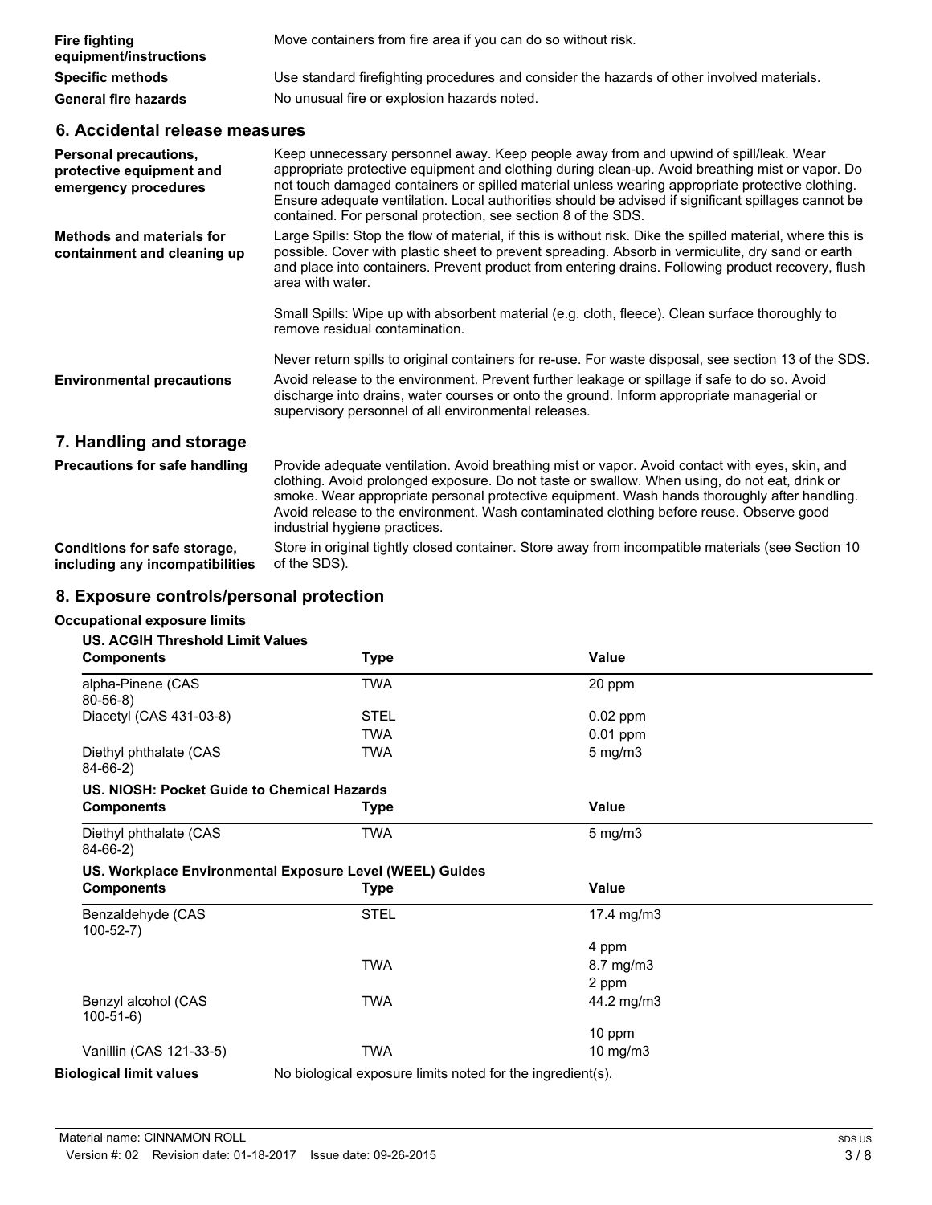| | |
|---|---|
| **Fire fighting equipment/instructions** | Move containers from fire area if you can do so without risk. |
| **Specific methods** | Use standard firefighting procedures and consider the hazards of other involved materials. |
| **General fire hazards** | No unusual fire or explosion hazards noted. |

## 6. Accidental release measures

| | |
|---|---|
| **Personal precautions, protective equipment and emergency procedures** | Keep unnecessary personnel away. Keep people away from and upwind of spill/leak. Wear appropriate protective equipment and clothing during clean-up. Avoid breathing mist or vapor. Do not touch damaged containers or spilled material unless wearing appropriate protective clothing. Ensure adequate ventilation. Local authorities should be advised if significant spillages cannot be contained. For personal protection, see section 8 of the SDS. |
| **Methods and materials for containment and cleaning up** | Large Spills: Stop the flow of material, if this is without risk. Dike the spilled material, where this is possible. Cover with plastic sheet to prevent spreading. Absorb in vermiculite, dry sand or earth and place into containers. Prevent product from entering drains. Following product recovery, flush area with water.<br><br>Small Spills: Wipe up with absorbent material (e.g. cloth, fleece). Clean surface thoroughly to remove residual contamination.<br><br>Never return spills to original containers for re-use. For waste disposal, see section 13 of the SDS. |
| **Environmental precautions** | Avoid release to the environment. Prevent further leakage or spillage if safe to do so. Avoid discharge into drains, water courses or onto the ground. Inform appropriate managerial or supervisory personnel of all environmental releases. |

## 7. Handling and storage

| | |
|---|---|
| **Precautions for safe handling** | Provide adequate ventilation. Avoid breathing mist or vapor. Avoid contact with eyes, skin, and clothing. Avoid prolonged exposure. Do not taste or swallow. When using, do not eat, drink or smoke. Wear appropriate personal protective equipment. Wash hands thoroughly after handling. Avoid release to the environment. Wash contaminated clothing before reuse. Observe good industrial hygiene practices. |
| **Conditions for safe storage, including any incompatibilities** | Store in original tightly closed container. Store away from incompatible materials (see Section 10 of the SDS). |

## 8. Exposure controls/personal protection

**Occupational exposure limits**

**US. ACGIH Threshold Limit Values**

| Components | Type | Value |
|---|---|---|
| alpha-Pinene (CAS 80-56-8) | TWA | 20 ppm |
| Diacetyl (CAS 431-03-8) | STEL | 0.02 ppm |
| | TWA | 0.01 ppm |
| Diethyl phthalate (CAS 84-66-2) | TWA | 5 mg/m3 |

**US. NIOSH: Pocket Guide to Chemical Hazards**

| Components | Type | Value |
|---|---|---|
| Diethyl phthalate (CAS 84-66-2) | TWA | 5 mg/m3 |

**US. Workplace Environmental Exposure Level (WEEL) Guides**

| Components | Type | Value |
|---|---|---|
| Benzaldehyde (CAS 100-52-7) | STEL | 17.4 mg/m3 |
| | | 4 ppm |
| | TWA | 8.7 mg/m3 |
| | | 2 ppm |
| Benzyl alcohol (CAS 100-51-6) | TWA | 44.2 mg/m3 |
| | | 10 ppm |
| Vanillin (CAS 121-33-5) | TWA | 10 mg/m3 |

**Biological limit values** No biological exposure limits noted for the ingredient(s).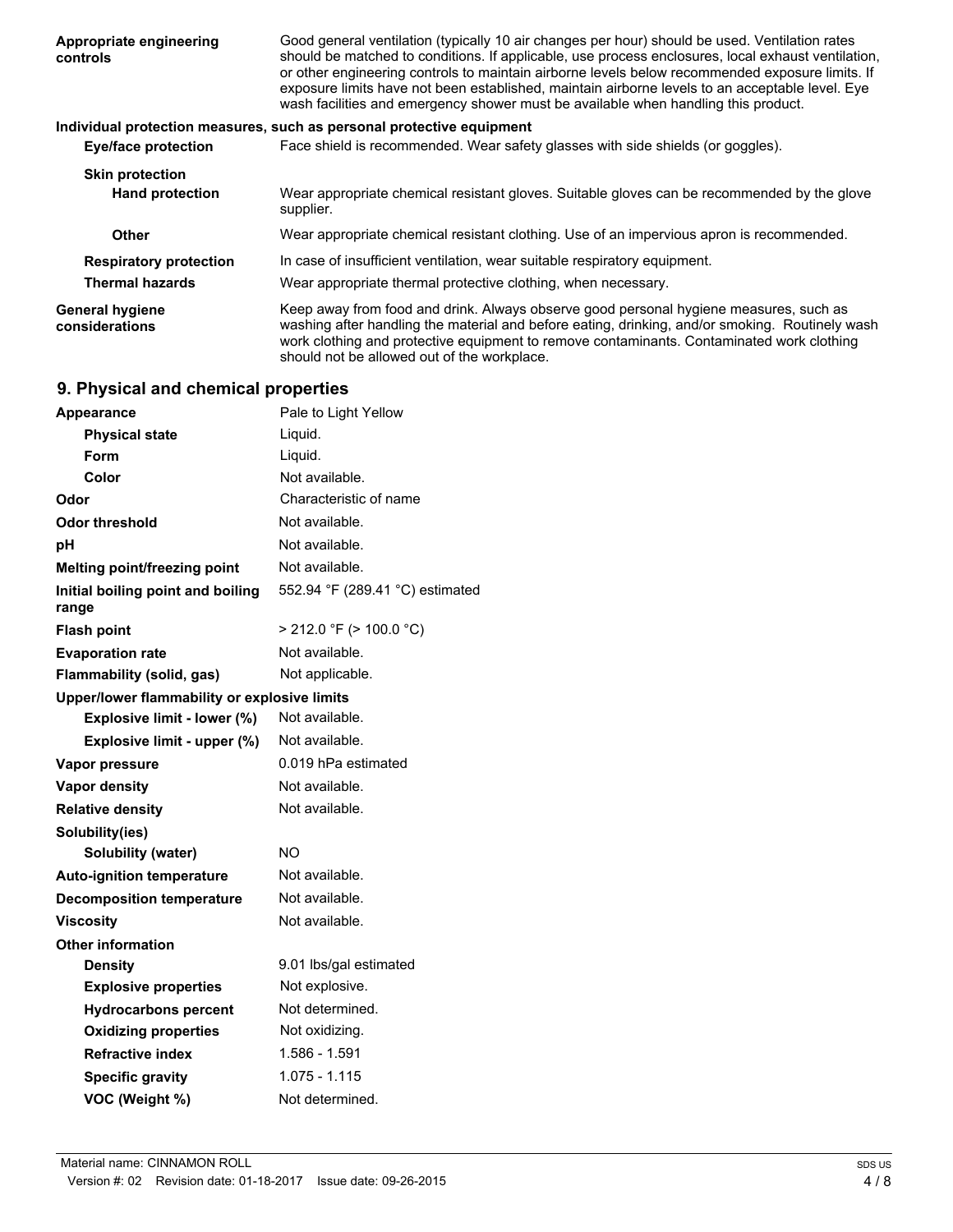| | |
|---|---|
| **Appropriate engineering controls** | Good general ventilation (typically 10 air changes per hour) should be used. Ventilation rates should be matched to conditions. If applicable, use process enclosures, local exhaust ventilation, or other engineering controls to maintain airborne levels below recommended exposure limits. If exposure limits have not been established, maintain airborne levels to an acceptable level. Eye wash facilities and emergency shower must be available when handling this product. |

**Individual protection measures, such as personal protective equipment**

| | |
|---|---|
| **Eye/face protection** | Face shield is recommended. Wear safety glasses with side shields (or goggles). |
| **Skin protection** | |
| **Hand protection** | Wear appropriate chemical resistant gloves. Suitable gloves can be recommended by the glove supplier. |
| **Other** | Wear appropriate chemical resistant clothing. Use of an impervious apron is recommended. |
| **Respiratory protection** | In case of insufficient ventilation, wear suitable respiratory equipment. |
| **Thermal hazards** | Wear appropriate thermal protective clothing, when necessary. |
| **General hygiene considerations** | Keep away from food and drink. Always observe good personal hygiene measures, such as washing after handling the material and before eating, drinking, and/or smoking. Routinely wash work clothing and protective equipment to remove contaminants. Contaminated work clothing should not be allowed out of the workplace. |

## 9. Physical and chemical properties

| | |
|---|---|
| **Appearance** | Pale to Light Yellow |
| **Physical state** | Liquid. |
| **Form** | Liquid. |
| **Color** | Not available. |
| **Odor** | Characteristic of name |
| **Odor threshold** | Not available. |
| **pH** | Not available. |
| **Melting point/freezing point** | Not available. |
| **Initial boiling point and boiling range** | 552.94 °F (289.41 °C) estimated |
| **Flash point** | > 212.0 °F (> 100.0 °C) |
| **Evaporation rate** | Not available. |
| **Flammability (solid, gas)** | Not applicable. |
| **Upper/lower flammability or explosive limits** | |
| **Explosive limit - lower (%)** | Not available. |
| **Explosive limit - upper (%)** | Not available. |
| **Vapor pressure** | 0.019 hPa estimated |
| **Vapor density** | Not available. |
| **Relative density** | Not available. |
| **Solubility(ies)** | |
| **Solubility (water)** | NO |
| **Auto-ignition temperature** | Not available. |
| **Decomposition temperature** | Not available. |
| **Viscosity** | Not available. |
| **Other information** | |
| **Density** | 9.01 lbs/gal estimated |
| **Explosive properties** | Not explosive. |
| **Hydrocarbons percent** | Not determined. |
| **Oxidizing properties** | Not oxidizing. |
| **Refractive index** | 1.586 - 1.591 |
| **Specific gravity** | 1.075 - 1.115 |
| **VOC (Weight %)** | Not determined. |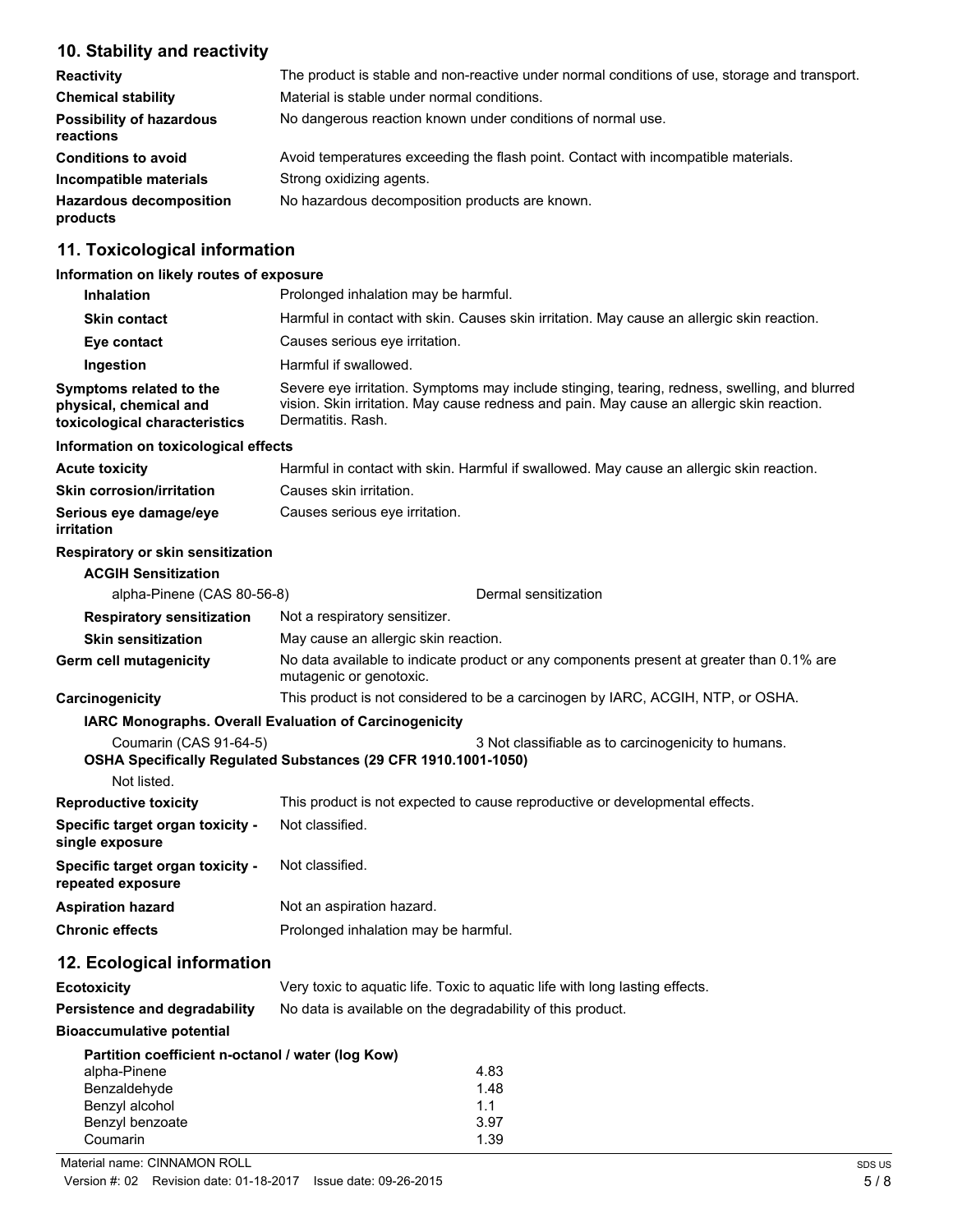## 10. Stability and reactivity

| | |
|---|---|
| **Reactivity** | The product is stable and non-reactive under normal conditions of use, storage and transport. |
| **Chemical stability** | Material is stable under normal conditions. |
| **Possibility of hazardous reactions** | No dangerous reaction known under conditions of normal use. |
| **Conditions to avoid** | Avoid temperatures exceeding the flash point. Contact with incompatible materials. |
| **Incompatible materials** | Strong oxidizing agents. |
| **Hazardous decomposition products** | No hazardous decomposition products are known. |

## 11. Toxicological information

**Information on likely routes of exposure**

| | |
|---|---|
| **Inhalation** | Prolonged inhalation may be harmful. |
| **Skin contact** | Harmful in contact with skin. Causes skin irritation. May cause an allergic skin reaction. |
| **Eye contact** | Causes serious eye irritation. |
| **Ingestion** | Harmful if swallowed. |
| **Symptoms related to the physical, chemical and toxicological characteristics** | Severe eye irritation. Symptoms may include stinging, tearing, redness, swelling, and blurred vision. Skin irritation. May cause redness and pain. May cause an allergic skin reaction. Dermatitis. Rash. |

**Information on toxicological effects**

| | |
|---|---|
| **Acute toxicity** | Harmful in contact with skin. Harmful if swallowed. May cause an allergic skin reaction. |
| **Skin corrosion/irritation** | Causes skin irritation. |
| **Serious eye damage/eye irritation** | Causes serious eye irritation. |

**Respiratory or skin sensitization**

**ACGIH Sensitization**

| | |
|---|---|
| alpha-Pinene (CAS 80-56-8) | Dermal sensitization |

| | |
|---|---|
| **Respiratory sensitization** | Not a respiratory sensitizer. |
| **Skin sensitization** | May cause an allergic skin reaction. |
| **Germ cell mutagenicity** | No data available to indicate product or any components present at greater than 0.1% are mutagenic or genotoxic. |
| **Carcinogenicity** | This product is not considered to be a carcinogen by IARC, ACGIH, NTP, or OSHA. |

**IARC Monographs. Overall Evaluation of Carcinogenicity**

| | |
|---|---|
| Coumarin (CAS 91-64-5) | 3 Not classifiable as to carcinogenicity to humans. |

**OSHA Specifically Regulated Substances (29 CFR 1910.1001-1050)**

Not listed.

| | |
|---|---|
| **Reproductive toxicity** | This product is not expected to cause reproductive or developmental effects. |
| **Specific target organ toxicity - single exposure** | Not classified. |
| **Specific target organ toxicity - repeated exposure** | Not classified. |
| **Aspiration hazard** | Not an aspiration hazard. |
| **Chronic effects** | Prolonged inhalation may be harmful. |

## 12. Ecological information

| | |
|---|---|
| **Ecotoxicity** | Very toxic to aquatic life. Toxic to aquatic life with long lasting effects. |
| **Persistence and degradability** | No data is available on the degradability of this product. |

**Bioaccumulative potential**

**Partition coefficient n-octanol / water (log Kow)**

| | |
|---|---|
| alpha-Pinene | 4.83 |
| Benzaldehyde | 1.48 |
| Benzyl alcohol | 1.1 |
| Benzyl benzoate | 3.97 |
| Coumarin | 1.39 |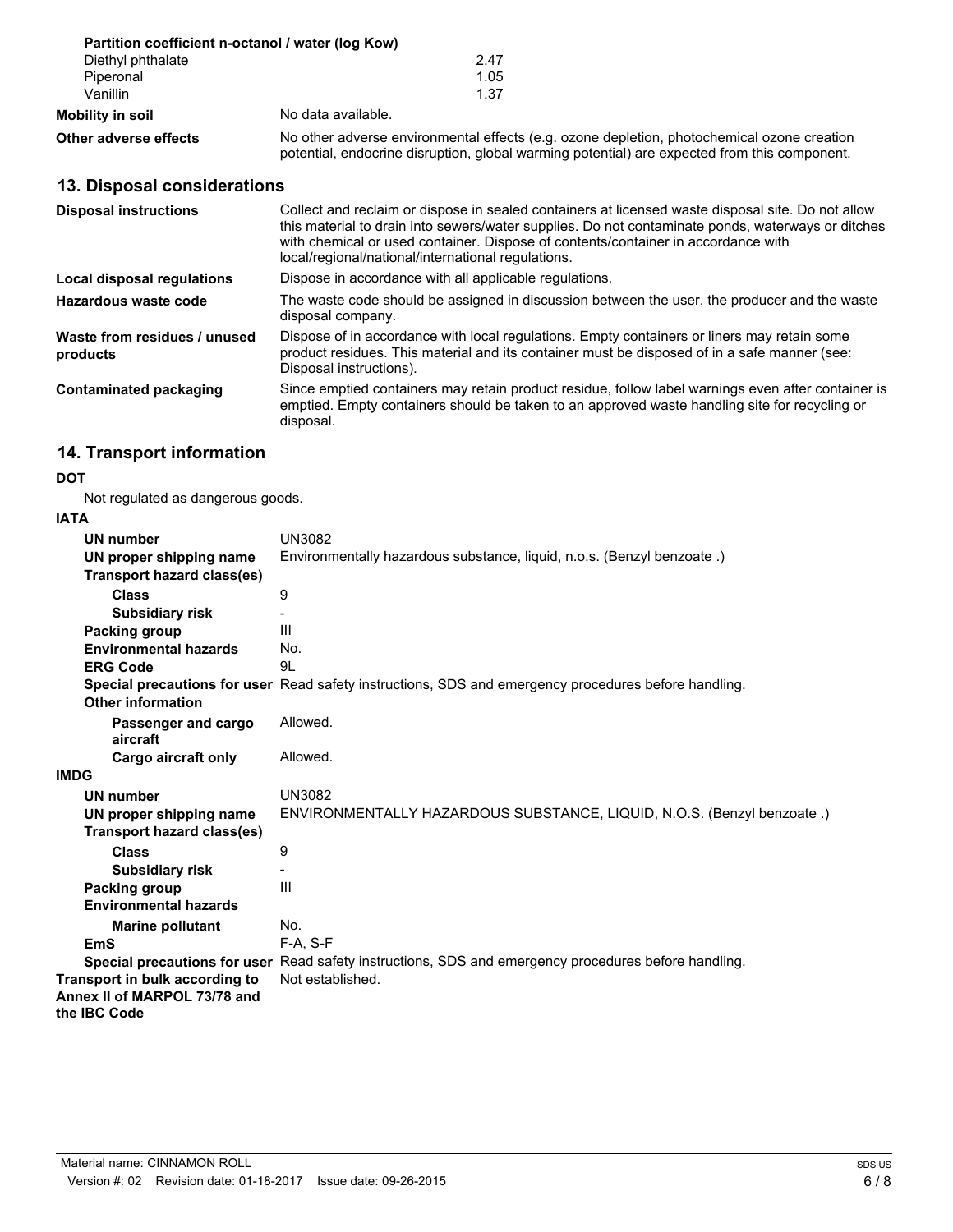**Partition coefficient n-octanol / water (log Kow)**

| | |
|---|---|
| Diethyl phthalate | 2.47 |
| Piperonal | 1.05 |
| Vanillin | 1.37 |

**Mobility in soil** No data available.

**Other adverse effects** No other adverse environmental effects (e.g. ozone depletion, photochemical ozone creation potential, endocrine disruption, global warming potential) are expected from this component.

## 13. Disposal considerations

**Disposal instructions** Collect and reclaim or dispose in sealed containers at licensed waste disposal site. Do not allow this material to drain into sewers/water supplies. Do not contaminate ponds, waterways or ditches with chemical or used container. Dispose of contents/container in accordance with local/regional/national/international regulations.

**Local disposal regulations** Dispose in accordance with all applicable regulations.

**Hazardous waste code** The waste code should be assigned in discussion between the user, the producer and the waste disposal company.

**Waste from residues / unused products** Dispose of in accordance with local regulations. Empty containers or liners may retain some product residues. This material and its container must be disposed of in a safe manner (see: Disposal instructions).

**Contaminated packaging** Since emptied containers may retain product residue, follow label warnings even after container is emptied. Empty containers should be taken to an approved waste handling site for recycling or disposal.

## 14. Transport information

**DOT**

Not regulated as dangerous goods.

**IATA**

| | |
|---|---|
| **UN number** | UN3082 |
| **UN proper shipping name** | Environmentally hazardous substance, liquid, n.o.s. (Benzyl benzoate .) |
| **Transport hazard class(es)** | |
| **Class** | 9 |
| **Subsidiary risk** | - |
| **Packing group** | III |
| **Environmental hazards** | No. |
| **ERG Code** | 9L |
| **Special precautions for user** | Read safety instructions, SDS and emergency procedures before handling. |
| **Other information** | |
| **Passenger and cargo aircraft** | Allowed. |
| **Cargo aircraft only** | Allowed. |

**IMDG**

| | |
|---|---|
| **UN number** | UN3082 |
| **UN proper shipping name** | ENVIRONMENTALLY HAZARDOUS SUBSTANCE, LIQUID, N.O.S. (Benzyl benzoate .) |
| **Transport hazard class(es)** | |
| **Class** | 9 |
| **Subsidiary risk** | - |
| **Packing group** | III |
| **Environmental hazards** | |
| **Marine pollutant** | No. |
| **EmS** | F-A, S-F |
| **Special precautions for user** | Read safety instructions, SDS and emergency procedures before handling. |

**Transport in bulk according to Annex II of MARPOL 73/78 and the IBC Code** Not established.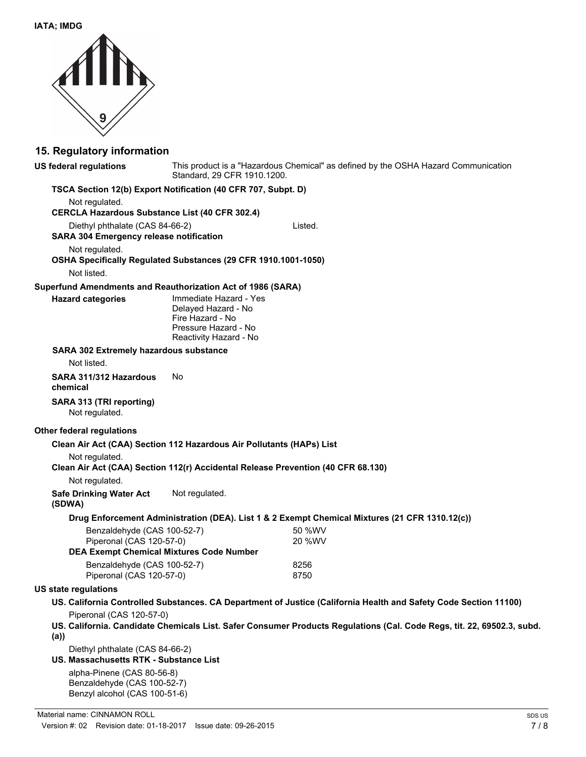**IATA; IMDG**

## 15. Regulatory information

**US federal regulations** This product is a "Hazardous Chemical" as defined by the OSHA Hazard Communication Standard, 29 CFR 1910.1200.

**TSCA Section 12(b) Export Notification (40 CFR 707, Subpt. D)**

Not regulated.

**CERCLA Hazardous Substance List (40 CFR 302.4)**

| | |
|---|---|
| Diethyl phthalate (CAS 84-66-2) | Listed. |

**SARA 304 Emergency release notification**

Not regulated.

**OSHA Specifically Regulated Substances (29 CFR 1910.1001-1050)**

Not listed.

**Superfund Amendments and Reauthorization Act of 1986 (SARA)**

**Hazard categories**

Immediate Hazard - Yes
Delayed Hazard - No
Fire Hazard - No
Pressure Hazard - No
Reactivity Hazard - No

**SARA 302 Extremely hazardous substance**

Not listed.

**SARA 311/312 Hazardous chemical** No

**SARA 313 (TRI reporting)**

Not regulated.

**Other federal regulations**

**Clean Air Act (CAA) Section 112 Hazardous Air Pollutants (HAPs) List**

Not regulated.

**Clean Air Act (CAA) Section 112(r) Accidental Release Prevention (40 CFR 68.130)**

Not regulated.

**Safe Drinking Water Act (SDWA)** Not regulated.

**Drug Enforcement Administration (DEA). List 1 & 2 Exempt Chemical Mixtures (21 CFR 1310.12(c))**

| | |
|---|---|
| Benzaldehyde (CAS 100-52-7) | 50 %WV |
| Piperonal (CAS 120-57-0) | 20 %WV |

**DEA Exempt Chemical Mixtures Code Number**

| | |
|---|---|
| Benzaldehyde (CAS 100-52-7) | 8256 |
| Piperonal (CAS 120-57-0) | 8750 |

**US state regulations**

**US. California Controlled Substances. CA Department of Justice (California Health and Safety Code Section 11100)**

Piperonal (CAS 120-57-0)

**US. California. Candidate Chemicals List. Safer Consumer Products Regulations (Cal. Code Regs, tit. 22, 69502.3, subd. (a))**

Diethyl phthalate (CAS 84-66-2)

**US. Massachusetts RTK - Substance List**

alpha-Pinene (CAS 80-56-8)
Benzaldehyde (CAS 100-52-7)
Benzyl alcohol (CAS 100-51-6)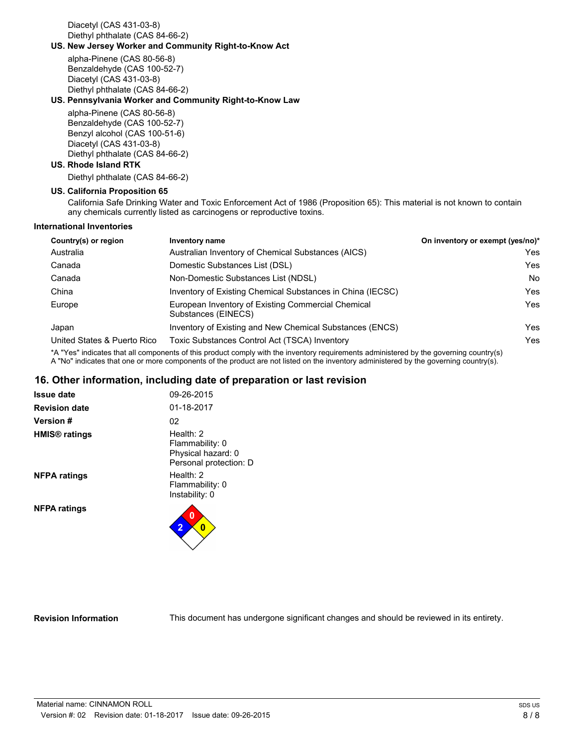Diacetyl (CAS 431-03-8)
Diethyl phthalate (CAS 84-66-2)

**US. New Jersey Worker and Community Right-to-Know Act**

alpha-Pinene (CAS 80-56-8)
Benzaldehyde (CAS 100-52-7)
Diacetyl (CAS 431-03-8)
Diethyl phthalate (CAS 84-66-2)

**US. Pennsylvania Worker and Community Right-to-Know Law**

alpha-Pinene (CAS 80-56-8)
Benzaldehyde (CAS 100-52-7)
Benzyl alcohol (CAS 100-51-6)
Diacetyl (CAS 431-03-8)
Diethyl phthalate (CAS 84-66-2)

**US. Rhode Island RTK**

Diethyl phthalate (CAS 84-66-2)

**US. California Proposition 65**

California Safe Drinking Water and Toxic Enforcement Act of 1986 (Proposition 65): This material is not known to contain any chemicals currently listed as carcinogens or reproductive toxins.

**International Inventories**

| Country(s) or region | Inventory name | On inventory or exempt (yes/no)* |
|---|---|---|
| Australia | Australian Inventory of Chemical Substances (AICS) | Yes |
| Canada | Domestic Substances List (DSL) | Yes |
| Canada | Non-Domestic Substances List (NDSL) | No |
| China | Inventory of Existing Chemical Substances in China (IECSC) | Yes |
| Europe | European Inventory of Existing Commercial Chemical Substances (EINECS) | Yes |
| Japan | Inventory of Existing and New Chemical Substances (ENCS) | Yes |
| United States & Puerto Rico | Toxic Substances Control Act (TSCA) Inventory | Yes |

*A "Yes" indicates that all components of this product comply with the inventory requirements administered by the governing country(s)
A "No" indicates that one or more components of the product are not listed on the inventory administered by the governing country(s).

## 16. Other information, including date of preparation or last revision

**Issue date** 09-26-2015

**Revision date** 01-18-2017

**Version #** 02

**HMIS® ratings**
Health: 2
Flammability: 0
Physical hazard: 0
Personal protection: D

**NFPA ratings**
Health: 2
Flammability: 0
Instability: 0

**NFPA ratings**

0
2 0

**Revision Information** This document has undergone significant changes and should be reviewed in its entirety.

Material name: CINNAMON ROLL
Version #: 02 Revision date: 01-18-2017 Issue date: 09-26-2015